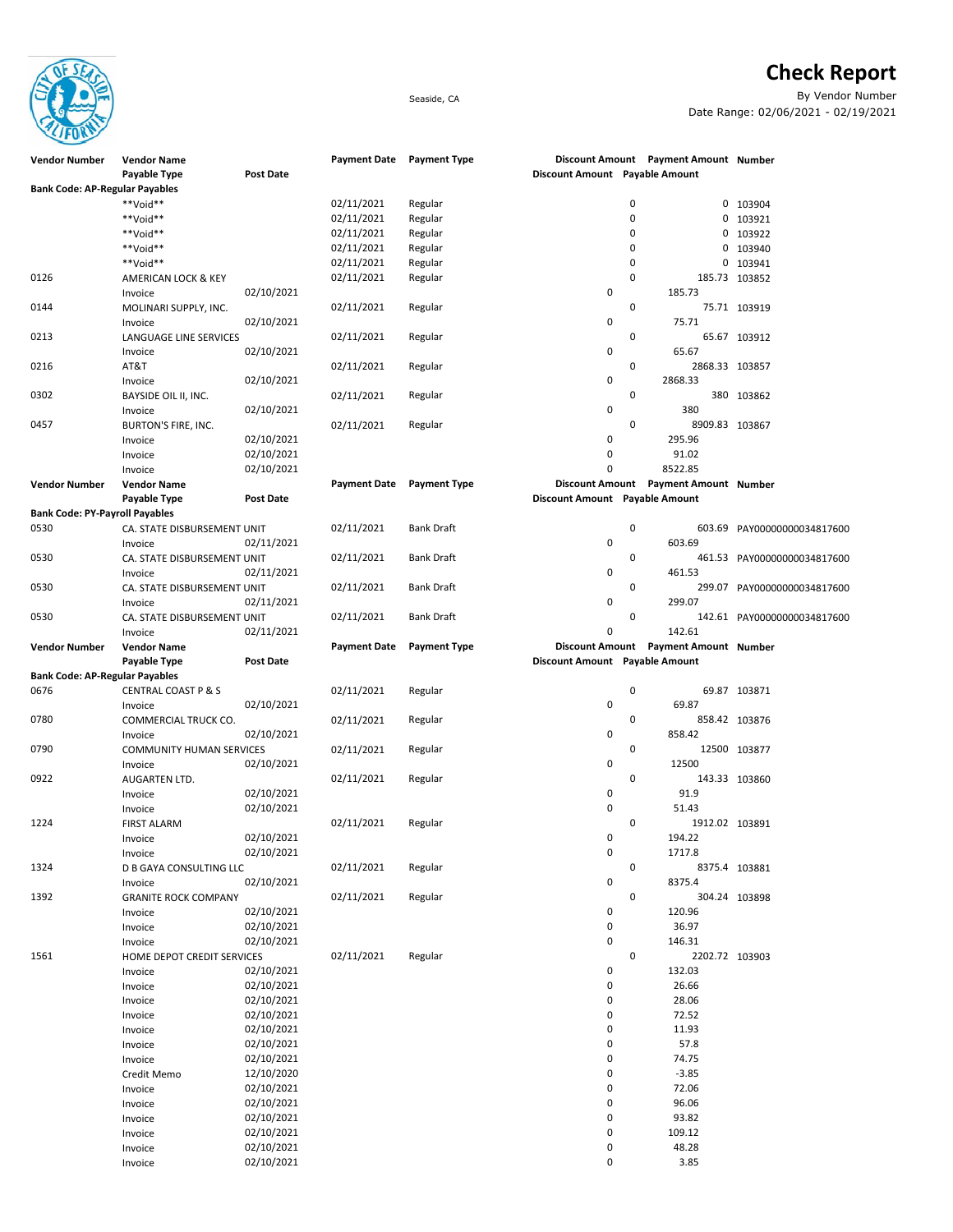# Check Report

Seaside, CA

By Vendor Number

Date Range: 02/06/2021 - 02/19/2021

| Vendor Number | Vendor Name / Payable Type | Post Date | Payment Date | Payment Type | Discount Amount | Payment Amount / Payable Amount | Number |
|---|---|---|---|---|---|---|---|
| **Bank Code: AP-Regular Payables** | | | | | | | |
| | **Void** | | 02/11/2021 | Regular | 0 | 0 | 103904 |
| | **Void** | | 02/11/2021 | Regular | 0 | 0 | 103921 |
| | **Void** | | 02/11/2021 | Regular | 0 | 0 | 103922 |
| | **Void** | | 02/11/2021 | Regular | 0 | 0 | 103940 |
| | **Void** | | 02/11/2021 | Regular | 0 | 0 | 103941 |
| 0126 | AMERICAN LOCK & KEY | | 02/11/2021 | Regular | 0 | 185.73 | 103852 |
| | Invoice | 02/10/2021 | | | 0 | 185.73 | |
| 0144 | MOLINARI SUPPLY, INC. | | 02/11/2021 | Regular | 0 | 75.71 | 103919 |
| | Invoice | 02/10/2021 | | | 0 | 75.71 | |
| 0213 | LANGUAGE LINE SERVICES | | 02/11/2021 | Regular | 0 | 65.67 | 103912 |
| | Invoice | 02/10/2021 | | | 0 | 65.67 | |
| 0216 | AT&T | | 02/11/2021 | Regular | 0 | 2868.33 | 103857 |
| | Invoice | 02/10/2021 | | | 0 | 2868.33 | |
| 0302 | BAYSIDE OIL II, INC. | | 02/11/2021 | Regular | 0 | 380 | 103862 |
| | Invoice | 02/10/2021 | | | 0 | 380 | |
| 0457 | BURTON'S FIRE, INC. | | 02/11/2021 | Regular | 0 | 8909.83 | 103867 |
| | Invoice | 02/10/2021 | | | 0 | 295.96 | |
| | Invoice | 02/10/2021 | | | 0 | 91.02 | |
| | Invoice | 02/10/2021 | | | 0 | 8522.85 | |
| **Bank Code: PY-Payroll Payables** | | | | | | | |
| 0530 | CA. STATE DISBURSEMENT UNIT | | 02/11/2021 | Bank Draft | 0 | 603.69 | PAY00000000034817600 |
| | Invoice | 02/11/2021 | | | 0 | 603.69 | |
| 0530 | CA. STATE DISBURSEMENT UNIT | | 02/11/2021 | Bank Draft | 0 | 461.53 | PAY00000000034817600 |
| | Invoice | 02/11/2021 | | | 0 | 461.53 | |
| 0530 | CA. STATE DISBURSEMENT UNIT | | 02/11/2021 | Bank Draft | 0 | 299.07 | PAY00000000034817600 |
| | Invoice | 02/11/2021 | | | 0 | 299.07 | |
| 0530 | CA. STATE DISBURSEMENT UNIT | | 02/11/2021 | Bank Draft | 0 | 142.61 | PAY00000000034817600 |
| | Invoice | 02/11/2021 | | | 0 | 142.61 | |
| **Bank Code: AP-Regular Payables** | | | | | | | |
| 0676 | CENTRAL COAST P & S | | 02/11/2021 | Regular | 0 | 69.87 | 103871 |
| | Invoice | 02/10/2021 | | | 0 | 69.87 | |
| 0780 | COMMERCIAL TRUCK CO. | | 02/11/2021 | Regular | 0 | 858.42 | 103876 |
| | Invoice | 02/10/2021 | | | 0 | 858.42 | |
| 0790 | COMMUNITY HUMAN SERVICES | | 02/11/2021 | Regular | 0 | 12500 | 103877 |
| | Invoice | 02/10/2021 | | | 0 | 12500 | |
| 0922 | AUGARTEN LTD. | | 02/11/2021 | Regular | 0 | 143.33 | 103860 |
| | Invoice | 02/10/2021 | | | 0 | 91.9 | |
| | Invoice | 02/10/2021 | | | 0 | 51.43 | |
| 1224 | FIRST ALARM | | 02/11/2021 | Regular | 0 | 1912.02 | 103891 |
| | Invoice | 02/10/2021 | | | 0 | 194.22 | |
| | Invoice | 02/10/2021 | | | 0 | 1717.8 | |
| 1324 | D B GAYA CONSULTING LLC | | 02/11/2021 | Regular | 0 | 8375.4 | 103881 |
| | Invoice | 02/10/2021 | | | 0 | 8375.4 | |
| 1392 | GRANITE ROCK COMPANY | | 02/11/2021 | Regular | 0 | 304.24 | 103898 |
| | Invoice | 02/10/2021 | | | 0 | 120.96 | |
| | Invoice | 02/10/2021 | | | 0 | 36.97 | |
| | Invoice | 02/10/2021 | | | 0 | 146.31 | |
| 1561 | HOME DEPOT CREDIT SERVICES | | 02/11/2021 | Regular | 0 | 2202.72 | 103903 |
| | Invoice | 02/10/2021 | | | 0 | 132.03 | |
| | Invoice | 02/10/2021 | | | 0 | 26.66 | |
| | Invoice | 02/10/2021 | | | 0 | 28.06 | |
| | Invoice | 02/10/2021 | | | 0 | 72.52 | |
| | Invoice | 02/10/2021 | | | 0 | 11.93 | |
| | Invoice | 02/10/2021 | | | 0 | 57.8 | |
| | Invoice | 02/10/2021 | | | 0 | 74.75 | |
| | Credit Memo | 12/10/2020 | | | 0 | -3.85 | |
| | Invoice | 02/10/2021 | | | 0 | 72.06 | |
| | Invoice | 02/10/2021 | | | 0 | 96.06 | |
| | Invoice | 02/10/2021 | | | 0 | 93.82 | |
| | Invoice | 02/10/2021 | | | 0 | 109.12 | |
| | Invoice | 02/10/2021 | | | 0 | 48.28 | |
| | Invoice | 02/10/2021 | | | 0 | 3.85 | |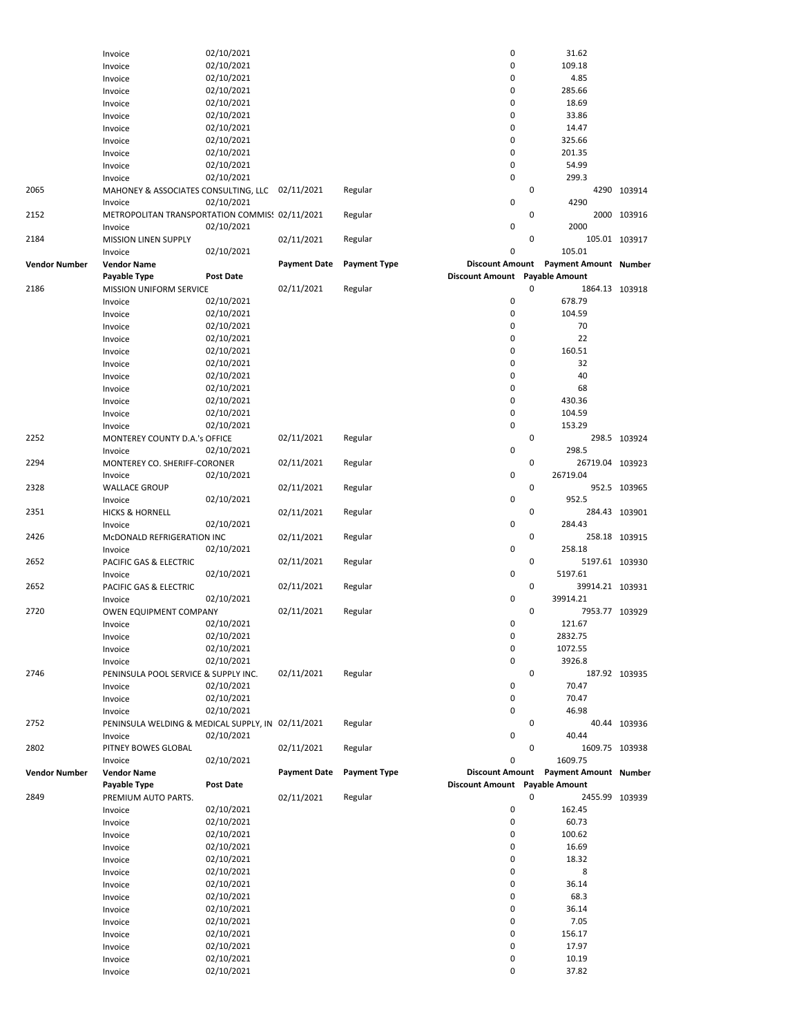| Vendor Number | Vendor Name | | Payment Date | Payment Type | Discount Amount | Payment Amount | Number |
|---|---|---|---|---|---|---|---|
| | Payable Type | Post Date | | | Discount Amount | Payable Amount | |
| | Invoice | 02/10/2021 | | | 0 | 31.62 | |
| | Invoice | 02/10/2021 | | | 0 | 109.18 | |
| | Invoice | 02/10/2021 | | | 0 | 4.85 | |
| | Invoice | 02/10/2021 | | | 0 | 285.66 | |
| | Invoice | 02/10/2021 | | | 0 | 18.69 | |
| | Invoice | 02/10/2021 | | | 0 | 33.86 | |
| | Invoice | 02/10/2021 | | | 0 | 14.47 | |
| | Invoice | 02/10/2021 | | | 0 | 325.66 | |
| | Invoice | 02/10/2021 | | | 0 | 201.35 | |
| | Invoice | 02/10/2021 | | | 0 | 54.99 | |
| | Invoice | 02/10/2021 | | | 0 | 299.3 | |
| 2065 | MAHONEY & ASSOCIATES CONSULTING, LLC | | 02/11/2021 | Regular | 0 | 4290 | 103914 |
| | Invoice | 02/10/2021 | | | 0 | 4290 | |
| 2152 | METROPOLITAN TRANSPORTATION COMMISS | | 02/11/2021 | Regular | 0 | 2000 | 103916 |
| | Invoice | 02/10/2021 | | | 0 | 2000 | |
| 2184 | MISSION LINEN SUPPLY | | 02/11/2021 | Regular | 0 | 105.01 | 103917 |
| | Invoice | 02/10/2021 | | | 0 | 105.01 | |
| **Vendor Number** | **Vendor Name** | | **Payment Date** | **Payment Type** | **Discount Amount** | **Payment Amount** | **Number** |
| | **Payable Type** | **Post Date** | | | **Discount Amount** | **Payable Amount** | |
| 2186 | MISSION UNIFORM SERVICE | | 02/11/2021 | Regular | 0 | 1864.13 | 103918 |
| | Invoice | 02/10/2021 | | | 0 | 678.79 | |
| | Invoice | 02/10/2021 | | | 0 | 104.59 | |
| | Invoice | 02/10/2021 | | | 0 | 70 | |
| | Invoice | 02/10/2021 | | | 0 | 22 | |
| | Invoice | 02/10/2021 | | | 0 | 160.51 | |
| | Invoice | 02/10/2021 | | | 0 | 32 | |
| | Invoice | 02/10/2021 | | | 0 | 40 | |
| | Invoice | 02/10/2021 | | | 0 | 68 | |
| | Invoice | 02/10/2021 | | | 0 | 430.36 | |
| | Invoice | 02/10/2021 | | | 0 | 104.59 | |
| | Invoice | 02/10/2021 | | | 0 | 153.29 | |
| 2252 | MONTEREY COUNTY D.A.'s OFFICE | | 02/11/2021 | Regular | 0 | 298.5 | 103924 |
| | Invoice | 02/10/2021 | | | 0 | 298.5 | |
| 2294 | MONTEREY CO. SHERIFF-CORONER | | 02/11/2021 | Regular | 0 | 26719.04 | 103923 |
| | Invoice | 02/10/2021 | | | 0 | 26719.04 | |
| 2328 | WALLACE GROUP | | 02/11/2021 | Regular | 0 | 952.5 | 103965 |
| | Invoice | 02/10/2021 | | | 0 | 952.5 | |
| 2351 | HICKS & HORNELL | | 02/11/2021 | Regular | 0 | 284.43 | 103901 |
| | Invoice | 02/10/2021 | | | 0 | 284.43 | |
| 2426 | McDONALD REFRIGERATION INC | | 02/11/2021 | Regular | 0 | 258.18 | 103915 |
| | Invoice | 02/10/2021 | | | 0 | 258.18 | |
| 2652 | PACIFIC GAS & ELECTRIC | | 02/11/2021 | Regular | 0 | 5197.61 | 103930 |
| | Invoice | 02/10/2021 | | | 0 | 5197.61 | |
| 2652 | PACIFIC GAS & ELECTRIC | | 02/11/2021 | Regular | 0 | 39914.21 | 103931 |
| | Invoice | 02/10/2021 | | | 0 | 39914.21 | |
| 2720 | OWEN EQUIPMENT COMPANY | | 02/11/2021 | Regular | 0 | 7953.77 | 103929 |
| | Invoice | 02/10/2021 | | | 0 | 121.67 | |
| | Invoice | 02/10/2021 | | | 0 | 2832.75 | |
| | Invoice | 02/10/2021 | | | 0 | 1072.55 | |
| | Invoice | 02/10/2021 | | | 0 | 3926.8 | |
| 2746 | PENINSULA POOL SERVICE & SUPPLY INC. | | 02/11/2021 | Regular | 0 | 187.92 | 103935 |
| | Invoice | 02/10/2021 | | | 0 | 70.47 | |
| | Invoice | 02/10/2021 | | | 0 | 70.47 | |
| | Invoice | 02/10/2021 | | | 0 | 46.98 | |
| 2752 | PENINSULA WELDING & MEDICAL SUPPLY, IN | | 02/11/2021 | Regular | 0 | 40.44 | 103936 |
| | Invoice | 02/10/2021 | | | 0 | 40.44 | |
| 2802 | PITNEY BOWES GLOBAL | | 02/11/2021 | Regular | 0 | 1609.75 | 103938 |
| | Invoice | 02/10/2021 | | | 0 | 1609.75 | |
| **Vendor Number** | **Vendor Name** | | **Payment Date** | **Payment Type** | **Discount Amount** | **Payment Amount** | **Number** |
| | **Payable Type** | **Post Date** | | | **Discount Amount** | **Payable Amount** | |
| 2849 | PREMIUM AUTO PARTS. | | 02/11/2021 | Regular | 0 | 2455.99 | 103939 |
| | Invoice | 02/10/2021 | | | 0 | 162.45 | |
| | Invoice | 02/10/2021 | | | 0 | 60.73 | |
| | Invoice | 02/10/2021 | | | 0 | 100.62 | |
| | Invoice | 02/10/2021 | | | 0 | 16.69 | |
| | Invoice | 02/10/2021 | | | 0 | 18.32 | |
| | Invoice | 02/10/2021 | | | 0 | 8 | |
| | Invoice | 02/10/2021 | | | 0 | 36.14 | |
| | Invoice | 02/10/2021 | | | 0 | 68.3 | |
| | Invoice | 02/10/2021 | | | 0 | 36.14 | |
| | Invoice | 02/10/2021 | | | 0 | 7.05 | |
| | Invoice | 02/10/2021 | | | 0 | 156.17 | |
| | Invoice | 02/10/2021 | | | 0 | 17.97 | |
| | Invoice | 02/10/2021 | | | 0 | 10.19 | |
| | Invoice | 02/10/2021 | | | 0 | 37.82 | |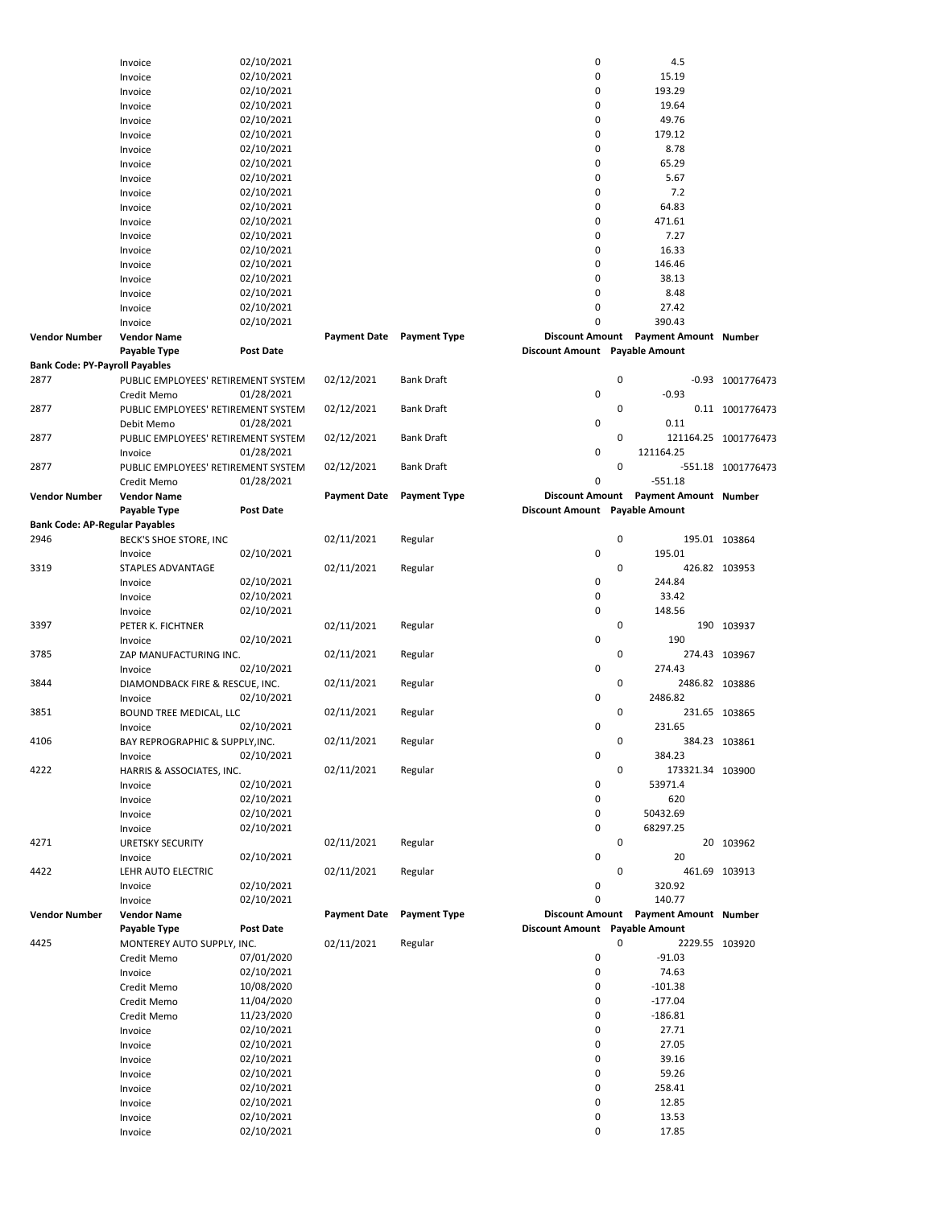| Vendor Number | Vendor Name | Payment Date | Payment Type | Discount Amount | Payment Amount | Number |
|---|---|---|---|---|---|---|
| | Payable Type | Post Date | | Discount Amount | Payable Amount | |
| | Invoice | 02/10/2021 | | 0 | 4.5 | |
| | Invoice | 02/10/2021 | | 0 | 15.19 | |
| | Invoice | 02/10/2021 | | 0 | 193.29 | |
| | Invoice | 02/10/2021 | | 0 | 19.64 | |
| | Invoice | 02/10/2021 | | 0 | 49.76 | |
| | Invoice | 02/10/2021 | | 0 | 179.12 | |
| | Invoice | 02/10/2021 | | 0 | 8.78 | |
| | Invoice | 02/10/2021 | | 0 | 65.29 | |
| | Invoice | 02/10/2021 | | 0 | 5.67 | |
| | Invoice | 02/10/2021 | | 0 | 7.2 | |
| | Invoice | 02/10/2021 | | 0 | 64.83 | |
| | Invoice | 02/10/2021 | | 0 | 471.61 | |
| | Invoice | 02/10/2021 | | 0 | 7.27 | |
| | Invoice | 02/10/2021 | | 0 | 16.33 | |
| | Invoice | 02/10/2021 | | 0 | 146.46 | |
| | Invoice | 02/10/2021 | | 0 | 38.13 | |
| | Invoice | 02/10/2021 | | 0 | 8.48 | |
| | Invoice | 02/10/2021 | | 0 | 27.42 | |
| | Invoice | 02/10/2021 | | 0 | 390.43 | |

| Vendor Number | Vendor Name | Payment Date | Payment Type | Discount Amount | Payment Amount | Number |
|---|---|---|---|---|---|---|
| | Payable Type | Post Date | | Discount Amount | Payable Amount | |
| **Bank Code: PY-Payroll Payables** | | | | | | |
| 2877 | PUBLIC EMPLOYEES' RETIREMENT SYSTEM | 02/12/2021 | Bank Draft | 0 | -0.93 | 1001776473 |
| | Credit Memo | 01/28/2021 | | 0 | -0.93 | |
| 2877 | PUBLIC EMPLOYEES' RETIREMENT SYSTEM | 02/12/2021 | Bank Draft | 0 | 0.11 | 1001776473 |
| | Debit Memo | 01/28/2021 | | 0 | 0.11 | |
| 2877 | PUBLIC EMPLOYEES' RETIREMENT SYSTEM | 02/12/2021 | Bank Draft | 0 | 121164.25 | 1001776473 |
| | Invoice | 01/28/2021 | | 0 | 121164.25 | |
| 2877 | PUBLIC EMPLOYEES' RETIREMENT SYSTEM | 02/12/2021 | Bank Draft | 0 | -551.18 | 1001776473 |
| | Credit Memo | 01/28/2021 | | 0 | -551.18 | |

| Vendor Number | Vendor Name | Payment Date | Payment Type | Discount Amount | Payment Amount | Number |
|---|---|---|---|---|---|---|
| | Payable Type | Post Date | | Discount Amount | Payable Amount | |
| **Bank Code: AP-Regular Payables** | | | | | | |
| 2946 | BECK'S SHOE STORE, INC | 02/11/2021 | Regular | 0 | 195.01 | 103864 |
| | Invoice | 02/10/2021 | | 0 | 195.01 | |
| 3319 | STAPLES ADVANTAGE | 02/11/2021 | Regular | 0 | 426.82 | 103953 |
| | Invoice | 02/10/2021 | | 0 | 244.84 | |
| | Invoice | 02/10/2021 | | 0 | 33.42 | |
| | Invoice | 02/10/2021 | | 0 | 148.56 | |
| 3397 | PETER K. FICHTNER | 02/11/2021 | Regular | 0 | 190 | 103937 |
| | Invoice | 02/10/2021 | | 0 | 190 | |
| 3785 | ZAP MANUFACTURING INC. | 02/11/2021 | Regular | 0 | 274.43 | 103967 |
| | Invoice | 02/10/2021 | | 0 | 274.43 | |
| 3844 | DIAMONDBACK FIRE & RESCUE, INC. | 02/11/2021 | Regular | 0 | 2486.82 | 103886 |
| | Invoice | 02/10/2021 | | 0 | 2486.82 | |
| 3851 | BOUND TREE MEDICAL, LLC | 02/11/2021 | Regular | 0 | 231.65 | 103865 |
| | Invoice | 02/10/2021 | | 0 | 231.65 | |
| 4106 | BAY REPROGRAPHIC & SUPPLY,INC. | 02/11/2021 | Regular | 0 | 384.23 | 103861 |
| | Invoice | 02/10/2021 | | 0 | 384.23 | |
| 4222 | HARRIS & ASSOCIATES, INC. | 02/11/2021 | Regular | 0 | 173321.34 | 103900 |
| | Invoice | 02/10/2021 | | 0 | 53971.4 | |
| | Invoice | 02/10/2021 | | 0 | 620 | |
| | Invoice | 02/10/2021 | | 0 | 50432.69 | |
| | Invoice | 02/10/2021 | | 0 | 68297.25 | |
| 4271 | URETSKY SECURITY | 02/11/2021 | Regular | 0 | 20 | 103962 |
| | Invoice | 02/10/2021 | | 0 | 20 | |
| 4422 | LEHR AUTO ELECTRIC | 02/11/2021 | Regular | 0 | 461.69 | 103913 |
| | Invoice | 02/10/2021 | | 0 | 320.92 | |
| | Invoice | 02/10/2021 | | 0 | 140.77 | |

| Vendor Number | Vendor Name | Payment Date | Payment Type | Discount Amount | Payment Amount | Number |
|---|---|---|---|---|---|---|
| | Payable Type | Post Date | | Discount Amount | Payable Amount | |
| 4425 | MONTEREY AUTO SUPPLY, INC. | 02/11/2021 | Regular | 0 | 2229.55 | 103920 |
| | Credit Memo | 07/01/2020 | | 0 | -91.03 | |
| | Invoice | 02/10/2021 | | 0 | 74.63 | |
| | Credit Memo | 10/08/2020 | | 0 | -101.38 | |
| | Credit Memo | 11/04/2020 | | 0 | -177.04 | |
| | Credit Memo | 11/23/2020 | | 0 | -186.81 | |
| | Invoice | 02/10/2021 | | 0 | 27.71 | |
| | Invoice | 02/10/2021 | | 0 | 27.05 | |
| | Invoice | 02/10/2021 | | 0 | 39.16 | |
| | Invoice | 02/10/2021 | | 0 | 59.26 | |
| | Invoice | 02/10/2021 | | 0 | 258.41 | |
| | Invoice | 02/10/2021 | | 0 | 12.85 | |
| | Invoice | 02/10/2021 | | 0 | 13.53 | |
| | Invoice | 02/10/2021 | | 0 | 17.85 | |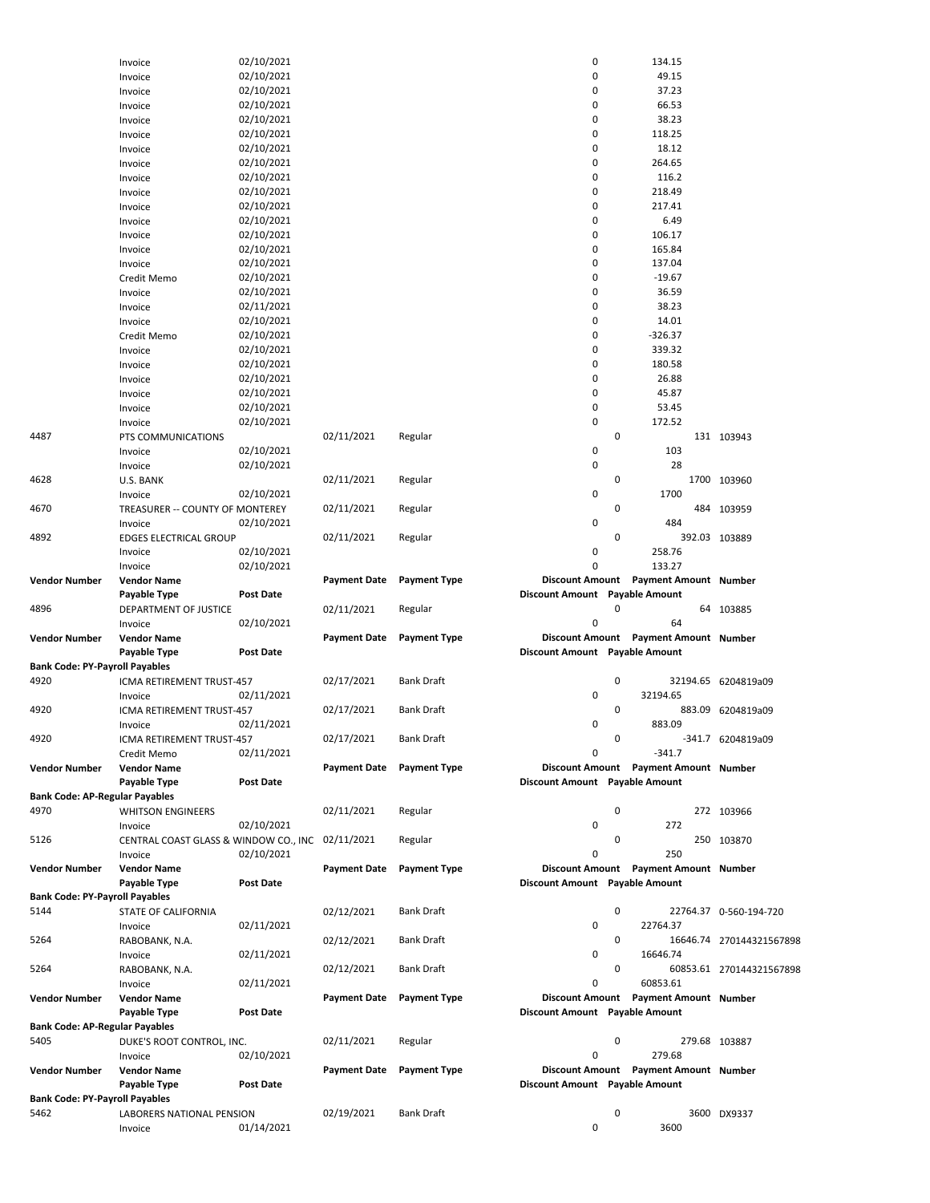| Vendor Number | Vendor Name | Post Date | Payment Date | Payment Type | Discount Amount | Payment Amount | Number |
|---|---|---|---|---|---|---|---|
| | Invoice | 02/10/2021 | | | 0 | 134.15 | |
| | Invoice | 02/10/2021 | | | 0 | 49.15 | |
| | Invoice | 02/10/2021 | | | 0 | 37.23 | |
| | Invoice | 02/10/2021 | | | 0 | 66.53 | |
| | Invoice | 02/10/2021 | | | 0 | 38.23 | |
| | Invoice | 02/10/2021 | | | 0 | 118.25 | |
| | Invoice | 02/10/2021 | | | 0 | 18.12 | |
| | Invoice | 02/10/2021 | | | 0 | 264.65 | |
| | Invoice | 02/10/2021 | | | 0 | 116.2 | |
| | Invoice | 02/10/2021 | | | 0 | 218.49 | |
| | Invoice | 02/10/2021 | | | 0 | 217.41 | |
| | Invoice | 02/10/2021 | | | 0 | 6.49 | |
| | Invoice | 02/10/2021 | | | 0 | 106.17 | |
| | Invoice | 02/10/2021 | | | 0 | 165.84 | |
| | Invoice | 02/10/2021 | | | 0 | 137.04 | |
| | Credit Memo | 02/10/2021 | | | 0 | -19.67 | |
| | Invoice | 02/10/2021 | | | 0 | 36.59 | |
| | Invoice | 02/11/2021 | | | 0 | 38.23 | |
| | Invoice | 02/10/2021 | | | 0 | 14.01 | |
| | Credit Memo | 02/10/2021 | | | 0 | -326.37 | |
| | Invoice | 02/10/2021 | | | 0 | 339.32 | |
| | Invoice | 02/10/2021 | | | 0 | 180.58 | |
| | Invoice | 02/10/2021 | | | 0 | 26.88 | |
| | Invoice | 02/10/2021 | | | 0 | 45.87 | |
| | Invoice | 02/10/2021 | | | 0 | 53.45 | |
| | Invoice | 02/10/2021 | | | 0 | 172.52 | |
| 4487 | PTS COMMUNICATIONS | | 02/11/2021 | Regular | 0 | 131 | 103943 |
| | Invoice | 02/10/2021 | | | 0 | 103 | |
| | Invoice | 02/10/2021 | | | 0 | 28 | |
| 4628 | U.S. BANK | | 02/11/2021 | Regular | 0 | 1700 | 103960 |
| | Invoice | 02/10/2021 | | | 0 | 1700 | |
| 4670 | TREASURER -- COUNTY OF MONTEREY | | 02/11/2021 | Regular | 0 | 484 | 103959 |
| | Invoice | 02/10/2021 | | | 0 | 484 | |
| 4892 | EDGES ELECTRICAL GROUP | | 02/11/2021 | Regular | 0 | 392.03 | 103889 |
| | Invoice | 02/10/2021 | | | 0 | 258.76 | |
| | Invoice | 02/10/2021 | | | 0 | 133.27 | |
| **Vendor Number** | **Vendor Name** | | **Payment Date** | **Payment Type** | **Discount Amount** | **Payment Amount** | **Number** |
| | **Payable Type** | **Post Date** | | | **Discount Amount** | **Payable Amount** | |
| 4896 | DEPARTMENT OF JUSTICE | | 02/11/2021 | Regular | 0 | 64 | 103885 |
| | Invoice | 02/10/2021 | | | 0 | 64 | |
| **Vendor Number** | **Vendor Name** | | **Payment Date** | **Payment Type** | **Discount Amount** | **Payment Amount** | **Number** |
| | **Payable Type** | **Post Date** | | | **Discount Amount** | **Payable Amount** | |
| **Bank Code: PY-Payroll Payables** | | | | | | | |
| 4920 | ICMA RETIREMENT TRUST-457 | | 02/17/2021 | Bank Draft | 0 | 32194.65 | 6204819a09 |
| | Invoice | 02/11/2021 | | | 0 | 32194.65 | |
| 4920 | ICMA RETIREMENT TRUST-457 | | 02/17/2021 | Bank Draft | 0 | 883.09 | 6204819a09 |
| | Invoice | 02/11/2021 | | | 0 | 883.09 | |
| 4920 | ICMA RETIREMENT TRUST-457 | | 02/17/2021 | Bank Draft | 0 | -341.7 | 6204819a09 |
| | Credit Memo | 02/11/2021 | | | 0 | -341.7 | |
| **Vendor Number** | **Vendor Name** | | **Payment Date** | **Payment Type** | **Discount Amount** | **Payment Amount** | **Number** |
| | **Payable Type** | **Post Date** | | | **Discount Amount** | **Payable Amount** | |
| **Bank Code: AP-Regular Payables** | | | | | | | |
| 4970 | WHITSON ENGINEERS | | 02/11/2021 | Regular | 0 | 272 | 103966 |
| | Invoice | 02/10/2021 | | | 0 | 272 | |
| 5126 | CENTRAL COAST GLASS & WINDOW CO., INC | | 02/11/2021 | Regular | 0 | 250 | 103870 |
| | Invoice | 02/10/2021 | | | 0 | 250 | |
| **Vendor Number** | **Vendor Name** | | **Payment Date** | **Payment Type** | **Discount Amount** | **Payment Amount** | **Number** |
| | **Payable Type** | **Post Date** | | | **Discount Amount** | **Payable Amount** | |
| **Bank Code: PY-Payroll Payables** | | | | | | | |
| 5144 | STATE OF CALIFORNIA | | 02/12/2021 | Bank Draft | 0 | 22764.37 | 0-560-194-720 |
| | Invoice | 02/11/2021 | | | 0 | 22764.37 | |
| 5264 | RABOBANK, N.A. | | 02/12/2021 | Bank Draft | 0 | 16646.74 | 270144321567898 |
| | Invoice | 02/11/2021 | | | 0 | 16646.74 | |
| 5264 | RABOBANK, N.A. | | 02/12/2021 | Bank Draft | 0 | 60853.61 | 270144321567898 |
| | Invoice | 02/11/2021 | | | 0 | 60853.61 | |
| **Vendor Number** | **Vendor Name** | | **Payment Date** | **Payment Type** | **Discount Amount** | **Payment Amount** | **Number** |
| | **Payable Type** | **Post Date** | | | **Discount Amount** | **Payable Amount** | |
| **Bank Code: AP-Regular Payables** | | | | | | | |
| 5405 | DUKE'S ROOT CONTROL, INC. | | 02/11/2021 | Regular | 0 | 279.68 | 103887 |
| | Invoice | 02/10/2021 | | | 0 | 279.68 | |
| **Vendor Number** | **Vendor Name** | | **Payment Date** | **Payment Type** | **Discount Amount** | **Payment Amount** | **Number** |
| | **Payable Type** | **Post Date** | | | **Discount Amount** | **Payable Amount** | |
| **Bank Code: PY-Payroll Payables** | | | | | | | |
| 5462 | LABORERS NATIONAL PENSION | | 02/19/2021 | Bank Draft | 0 | 3600 | DX9337 |
| | Invoice | 01/14/2021 | | | 0 | 3600 | |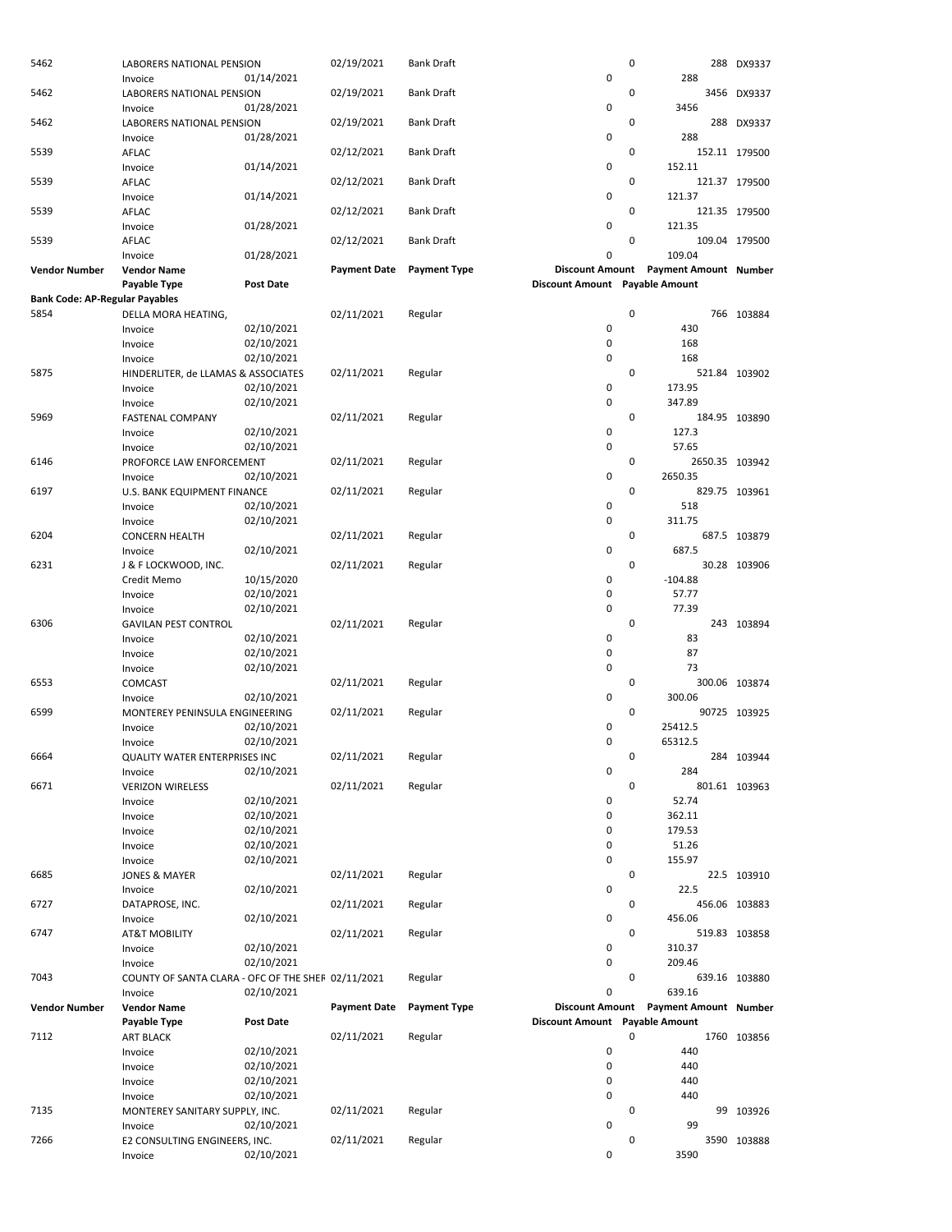| Vendor Number | Vendor Name | | Payment Date | Payment Type | Discount Amount | Payment Amount | Number |
|---|---|---|---|---|---|---|---|
| | Payable Type | Post Date | | | Discount Amount | Payable Amount | |
| 5462 | LABORERS NATIONAL PENSION | | 02/19/2021 | Bank Draft | 0 | 288 | DX9337 |
| | Invoice | 01/14/2021 | | | 0 | 288 | |
| 5462 | LABORERS NATIONAL PENSION | | 02/19/2021 | Bank Draft | 0 | 3456 | DX9337 |
| | Invoice | 01/28/2021 | | | 0 | 3456 | |
| 5462 | LABORERS NATIONAL PENSION | | 02/19/2021 | Bank Draft | 0 | 288 | DX9337 |
| | Invoice | 01/28/2021 | | | 0 | 288 | |
| 5539 | AFLAC | | 02/12/2021 | Bank Draft | 0 | 152.11 | 179500 |
| | Invoice | 01/14/2021 | | | 0 | 152.11 | |
| 5539 | AFLAC | | 02/12/2021 | Bank Draft | 0 | 121.37 | 179500 |
| | Invoice | 01/14/2021 | | | 0 | 121.37 | |
| 5539 | AFLAC | | 02/12/2021 | Bank Draft | 0 | 121.35 | 179500 |
| | Invoice | 01/28/2021 | | | 0 | 121.35 | |
| 5539 | AFLAC | | 02/12/2021 | Bank Draft | 0 | 109.04 | 179500 |
| | Invoice | 01/28/2021 | | | 0 | 109.04 | |

**Bank Code: AP-Regular Payables**

| Vendor Number | Vendor Name | | Payment Date | Payment Type | Discount Amount | Payment Amount | Number |
|---|---|---|---|---|---|---|---|
| | Payable Type | Post Date | | | Discount Amount | Payable Amount | |
| 5854 | DELLA MORA HEATING, | | 02/11/2021 | Regular | 0 | 766 | 103884 |
| | Invoice | 02/10/2021 | | | 0 | 430 | |
| | Invoice | 02/10/2021 | | | 0 | 168 | |
| | Invoice | 02/10/2021 | | | 0 | 168 | |
| 5875 | HINDERLITER, de LLAMAS & ASSOCIATES | | 02/11/2021 | Regular | 0 | 521.84 | 103902 |
| | Invoice | 02/10/2021 | | | 0 | 173.95 | |
| | Invoice | 02/10/2021 | | | 0 | 347.89 | |
| 5969 | FASTENAL COMPANY | | 02/11/2021 | Regular | 0 | 184.95 | 103890 |
| | Invoice | 02/10/2021 | | | 0 | 127.3 | |
| | Invoice | 02/10/2021 | | | 0 | 57.65 | |
| 6146 | PROFORCE LAW ENFORCEMENT | | 02/11/2021 | Regular | 0 | 2650.35 | 103942 |
| | Invoice | 02/10/2021 | | | 0 | 2650.35 | |
| 6197 | U.S. BANK EQUIPMENT FINANCE | | 02/11/2021 | Regular | 0 | 829.75 | 103961 |
| | Invoice | 02/10/2021 | | | 0 | 518 | |
| | Invoice | 02/10/2021 | | | 0 | 311.75 | |
| 6204 | CONCERN HEALTH | | 02/11/2021 | Regular | 0 | 687.5 | 103879 |
| | Invoice | 02/10/2021 | | | 0 | 687.5 | |
| 6231 | J & F LOCKWOOD, INC. | | 02/11/2021 | Regular | 0 | 30.28 | 103906 |
| | Credit Memo | 10/15/2020 | | | 0 | -104.88 | |
| | Invoice | 02/10/2021 | | | 0 | 57.77 | |
| | Invoice | 02/10/2021 | | | 0 | 77.39 | |
| 6306 | GAVILAN PEST CONTROL | | 02/11/2021 | Regular | 0 | 243 | 103894 |
| | Invoice | 02/10/2021 | | | 0 | 83 | |
| | Invoice | 02/10/2021 | | | 0 | 87 | |
| | Invoice | 02/10/2021 | | | 0 | 73 | |
| 6553 | COMCAST | | 02/11/2021 | Regular | 0 | 300.06 | 103874 |
| | Invoice | 02/10/2021 | | | 0 | 300.06 | |
| 6599 | MONTEREY PENINSULA ENGINEERING | | 02/11/2021 | Regular | 0 | 90725 | 103925 |
| | Invoice | 02/10/2021 | | | 0 | 25412.5 | |
| | Invoice | 02/10/2021 | | | 0 | 65312.5 | |
| 6664 | QUALITY WATER ENTERPRISES INC | | 02/11/2021 | Regular | 0 | 284 | 103944 |
| | Invoice | 02/10/2021 | | | 0 | 284 | |
| 6671 | VERIZON WIRELESS | | 02/11/2021 | Regular | 0 | 801.61 | 103963 |
| | Invoice | 02/10/2021 | | | 0 | 52.74 | |
| | Invoice | 02/10/2021 | | | 0 | 362.11 | |
| | Invoice | 02/10/2021 | | | 0 | 179.53 | |
| | Invoice | 02/10/2021 | | | 0 | 51.26 | |
| | Invoice | 02/10/2021 | | | 0 | 155.97 | |
| 6685 | JONES & MAYER | | 02/11/2021 | Regular | 0 | 22.5 | 103910 |
| | Invoice | 02/10/2021 | | | 0 | 22.5 | |
| 6727 | DATAPROSE, INC. | | 02/11/2021 | Regular | 0 | 456.06 | 103883 |
| | Invoice | 02/10/2021 | | | 0 | 456.06 | |
| 6747 | AT&T MOBILITY | | 02/11/2021 | Regular | 0 | 519.83 | 103858 |
| | Invoice | 02/10/2021 | | | 0 | 310.37 | |
| | Invoice | 02/10/2021 | | | 0 | 209.46 | |
| 7043 | COUNTY OF SANTA CLARA - OFC OF THE SHEF | | 02/11/2021 | Regular | 0 | 639.16 | 103880 |
| | Invoice | 02/10/2021 | | | 0 | 639.16 | |

| Vendor Number | Vendor Name | | Payment Date | Payment Type | Discount Amount | Payment Amount | Number |
|---|---|---|---|---|---|---|---|
| | Payable Type | Post Date | | | Discount Amount | Payable Amount | |
| 7112 | ART BLACK | | 02/11/2021 | Regular | 0 | 1760 | 103856 |
| | Invoice | 02/10/2021 | | | 0 | 440 | |
| | Invoice | 02/10/2021 | | | 0 | 440 | |
| | Invoice | 02/10/2021 | | | 0 | 440 | |
| | Invoice | 02/10/2021 | | | 0 | 440 | |
| 7135 | MONTEREY SANITARY SUPPLY, INC. | | 02/11/2021 | Regular | 0 | 99 | 103926 |
| | Invoice | 02/10/2021 | | | 0 | 99 | |
| 7266 | E2 CONSULTING ENGINEERS, INC. | | 02/11/2021 | Regular | 0 | 3590 | 103888 |
| | Invoice | 02/10/2021 | | | 0 | 3590 | |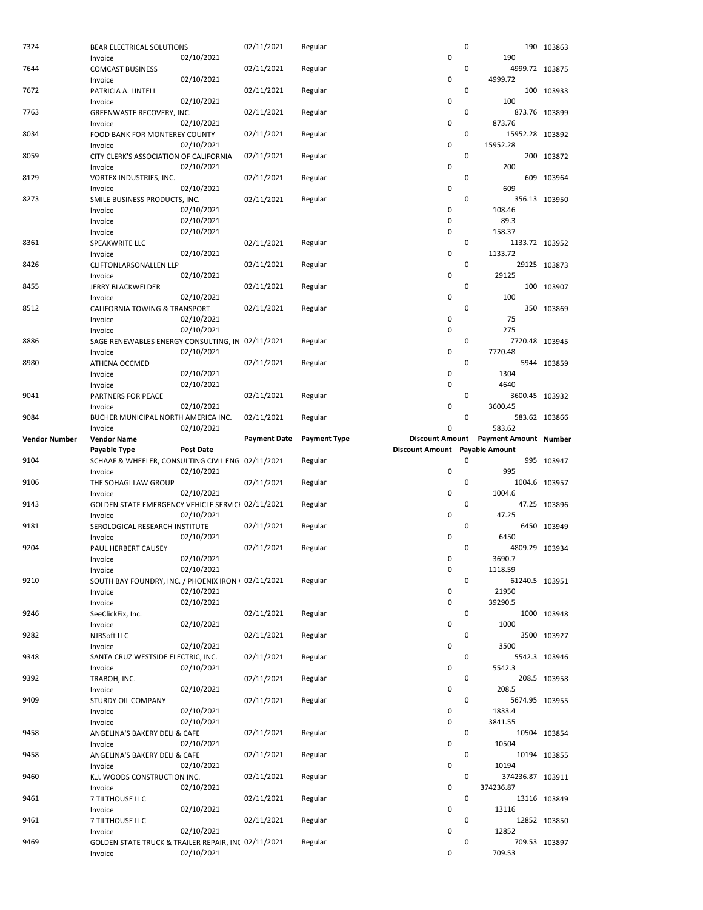| Vendor Number | Vendor Name | | Payment Date | Payment Type | Discount Amount | Payment Amount | Number |
|---|---|---|---|---|---|---|---|
| | Payable Type | Post Date | | | Discount Amount | Payable Amount | |
| 7324 | BEAR ELECTRICAL SOLUTIONS | | 02/11/2021 | Regular | 0 | 190 | 103863 |
| | Invoice | 02/10/2021 | | | 0 | 190 | |
| 7644 | COMCAST BUSINESS | | 02/11/2021 | Regular | 0 | 4999.72 | 103875 |
| | Invoice | 02/10/2021 | | | 0 | 4999.72 | |
| 7672 | PATRICIA A. LINTELL | | 02/11/2021 | Regular | 0 | 100 | 103933 |
| | Invoice | 02/10/2021 | | | 0 | 100 | |
| 7763 | GREENWASTE RECOVERY, INC. | | 02/11/2021 | Regular | 0 | 873.76 | 103899 |
| | Invoice | 02/10/2021 | | | 0 | 873.76 | |
| 8034 | FOOD BANK FOR MONTEREY COUNTY | | 02/11/2021 | Regular | 0 | 15952.28 | 103892 |
| | Invoice | 02/10/2021 | | | 0 | 15952.28 | |
| 8059 | CITY CLERK'S ASSOCIATION OF CALIFORNIA | | 02/11/2021 | Regular | 0 | 200 | 103872 |
| | Invoice | 02/10/2021 | | | 0 | 200 | |
| 8129 | VORTEX INDUSTRIES, INC. | | 02/11/2021 | Regular | 0 | 609 | 103964 |
| | Invoice | 02/10/2021 | | | 0 | 609 | |
| 8273 | SMILE BUSINESS PRODUCTS, INC. | | 02/11/2021 | Regular | 0 | 356.13 | 103950 |
| | Invoice | 02/10/2021 | | | 0 | 108.46 | |
| | Invoice | 02/10/2021 | | | 0 | 89.3 | |
| | Invoice | 02/10/2021 | | | 0 | 158.37 | |
| 8361 | SPEAKWRITE LLC | | 02/11/2021 | Regular | 0 | 1133.72 | 103952 |
| | Invoice | 02/10/2021 | | | 0 | 1133.72 | |
| 8426 | CLIFTONLARSONALLEN LLP | | 02/11/2021 | Regular | 0 | 29125 | 103873 |
| | Invoice | 02/10/2021 | | | 0 | 29125 | |
| 8455 | JERRY BLACKWELDER | | 02/11/2021 | Regular | 0 | 100 | 103907 |
| | Invoice | 02/10/2021 | | | 0 | 100 | |
| 8512 | CALIFORNIA TOWING & TRANSPORT | | 02/11/2021 | Regular | 0 | 350 | 103869 |
| | Invoice | 02/10/2021 | | | 0 | 75 | |
| | Invoice | 02/10/2021 | | | 0 | 275 | |
| 8886 | SAGE RENEWABLES ENERGY CONSULTING, IN | | 02/11/2021 | Regular | 0 | 7720.48 | 103945 |
| | Invoice | 02/10/2021 | | | 0 | 7720.48 | |
| 8980 | ATHENA OCCMED | | 02/11/2021 | Regular | 0 | 5944 | 103859 |
| | Invoice | 02/10/2021 | | | 0 | 1304 | |
| | Invoice | 02/10/2021 | | | 0 | 4640 | |
| 9041 | PARTNERS FOR PEACE | | 02/11/2021 | Regular | 0 | 3600.45 | 103932 |
| | Invoice | 02/10/2021 | | | 0 | 3600.45 | |
| 9084 | BUCHER MUNICIPAL NORTH AMERICA INC. | | 02/11/2021 | Regular | 0 | 583.62 | 103866 |
| | Invoice | 02/10/2021 | | | 0 | 583.62 | |
| **Vendor Number** | **Vendor Name** | | **Payment Date** | **Payment Type** | **Discount Amount** | **Payment Amount** | **Number** |
| | **Payable Type** | **Post Date** | | | **Discount Amount** | **Payable Amount** | |
| 9104 | SCHAAF & WHEELER, CONSULTING CIVIL ENG | | 02/11/2021 | Regular | 0 | 995 | 103947 |
| | Invoice | 02/10/2021 | | | 0 | 995 | |
| 9106 | THE SOHAGI LAW GROUP | | 02/11/2021 | Regular | 0 | 1004.6 | 103957 |
| | Invoice | 02/10/2021 | | | 0 | 1004.6 | |
| 9143 | GOLDEN STATE EMERGENCY VEHICLE SERVICI | | 02/11/2021 | Regular | 0 | 47.25 | 103896 |
| | Invoice | 02/10/2021 | | | 0 | 47.25 | |
| 9181 | SEROLOGICAL RESEARCH INSTITUTE | | 02/11/2021 | Regular | 0 | 6450 | 103949 |
| | Invoice | 02/10/2021 | | | 0 | 6450 | |
| 9204 | PAUL HERBERT CAUSEY | | 02/11/2021 | Regular | 0 | 4809.29 | 103934 |
| | Invoice | 02/10/2021 | | | 0 | 3690.7 | |
| | Invoice | 02/10/2021 | | | 0 | 1118.59 | |
| 9210 | SOUTH BAY FOUNDRY, INC. / PHOENIX IRON \ | | 02/11/2021 | Regular | 0 | 61240.5 | 103951 |
| | Invoice | 02/10/2021 | | | 0 | 21950 | |
| | Invoice | 02/10/2021 | | | 0 | 39290.5 | |
| 9246 | SeeClickFix, Inc. | | 02/11/2021 | Regular | 0 | 1000 | 103948 |
| | Invoice | 02/10/2021 | | | 0 | 1000 | |
| 9282 | NJBSoft LLC | | 02/11/2021 | Regular | 0 | 3500 | 103927 |
| | Invoice | 02/10/2021 | | | 0 | 3500 | |
| 9348 | SANTA CRUZ WESTSIDE ELECTRIC, INC. | | 02/11/2021 | Regular | 0 | 5542.3 | 103946 |
| | Invoice | 02/10/2021 | | | 0 | 5542.3 | |
| 9392 | TRABOH, INC. | | 02/11/2021 | Regular | 0 | 208.5 | 103958 |
| | Invoice | 02/10/2021 | | | 0 | 208.5 | |
| 9409 | STURDY OIL COMPANY | | 02/11/2021 | Regular | 0 | 5674.95 | 103955 |
| | Invoice | 02/10/2021 | | | 0 | 1833.4 | |
| | Invoice | 02/10/2021 | | | 0 | 3841.55 | |
| 9458 | ANGELINA'S BAKERY DELI & CAFE | | 02/11/2021 | Regular | 0 | 10504 | 103854 |
| | Invoice | 02/10/2021 | | | 0 | 10504 | |
| 9458 | ANGELINA'S BAKERY DELI & CAFE | | 02/11/2021 | Regular | 0 | 10194 | 103855 |
| | Invoice | 02/10/2021 | | | 0 | 10194 | |
| 9460 | K.J. WOODS CONSTRUCTION INC. | | 02/11/2021 | Regular | 0 | 374236.87 | 103911 |
| | Invoice | 02/10/2021 | | | 0 | 374236.87 | |
| 9461 | 7 TILTHOUSE LLC | | 02/11/2021 | Regular | 0 | 13116 | 103849 |
| | Invoice | 02/10/2021 | | | 0 | 13116 | |
| 9461 | 7 TILTHOUSE LLC | | 02/11/2021 | Regular | 0 | 12852 | 103850 |
| | Invoice | 02/10/2021 | | | 0 | 12852 | |
| 9469 | GOLDEN STATE TRUCK & TRAILER REPAIR, INC | | 02/11/2021 | Regular | 0 | 709.53 | 103897 |
| | Invoice | 02/10/2021 | | | 0 | 709.53 | |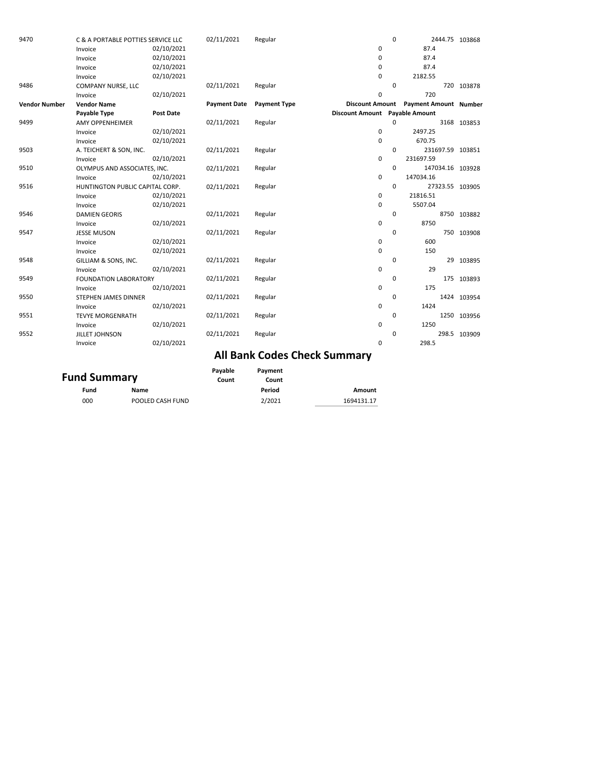| Vendor Number | Vendor Name | | Payment Date | Payment Type | Discount Amount | Payment Amount | Number |
|---|---|---|---|---|---|---|---|
| | Payable Type | Post Date | | | Discount Amount | Payable Amount | |
| 9470 | C & A PORTABLE POTTIES SERVICE LLC | | 02/11/2021 | Regular | 0 | 2444.75 | 103868 |
| | Invoice | 02/10/2021 | | | 0 | 87.4 | |
| | Invoice | 02/10/2021 | | | 0 | 87.4 | |
| | Invoice | 02/10/2021 | | | 0 | 87.4 | |
| | Invoice | 02/10/2021 | | | 0 | 2182.55 | |
| 9486 | COMPANY NURSE, LLC | | 02/11/2021 | Regular | 0 | 720 | 103878 |
| | Invoice | 02/10/2021 | | | 0 | 720 | |
| 9499 | AMY OPPENHEIMER | | 02/11/2021 | Regular | 0 | 3168 | 103853 |
| | Invoice | 02/10/2021 | | | 0 | 2497.25 | |
| | Invoice | 02/10/2021 | | | 0 | 670.75 | |
| 9503 | A. TEICHERT & SON, INC. | | 02/11/2021 | Regular | 0 | 231697.59 | 103851 |
| | Invoice | 02/10/2021 | | | 0 | 231697.59 | |
| 9510 | OLYMPUS AND ASSOCIATES, INC. | | 02/11/2021 | Regular | 0 | 147034.16 | 103928 |
| | Invoice | 02/10/2021 | | | 0 | 147034.16 | |
| 9516 | HUNTINGTON PUBLIC CAPITAL CORP. | | 02/11/2021 | Regular | 0 | 27323.55 | 103905 |
| | Invoice | 02/10/2021 | | | 0 | 21816.51 | |
| | Invoice | 02/10/2021 | | | 0 | 5507.04 | |
| 9546 | DAMIEN GEORIS | | 02/11/2021 | Regular | 0 | 8750 | 103882 |
| | Invoice | 02/10/2021 | | | 0 | 8750 | |
| 9547 | JESSE MUSON | | 02/11/2021 | Regular | 0 | 750 | 103908 |
| | Invoice | 02/10/2021 | | | 0 | 600 | |
| | Invoice | 02/10/2021 | | | 0 | 150 | |
| 9548 | GILLIAM & SONS, INC. | | 02/11/2021 | Regular | 0 | 29 | 103895 |
| | Invoice | 02/10/2021 | | | 0 | 29 | |
| 9549 | FOUNDATION LABORATORY | | 02/11/2021 | Regular | 0 | 175 | 103893 |
| | Invoice | 02/10/2021 | | | 0 | 175 | |
| 9550 | STEPHEN JAMES DINNER | | 02/11/2021 | Regular | 0 | 1424 | 103954 |
| | Invoice | 02/10/2021 | | | 0 | 1424 | |
| 9551 | TEVYE MORGENRATH | | 02/11/2021 | Regular | 0 | 1250 | 103956 |
| | Invoice | 02/10/2021 | | | 0 | 1250 | |
| 9552 | JILLET JOHNSON | | 02/11/2021 | Regular | 0 | 298.5 | 103909 |
| | Invoice | 02/10/2021 | | | 0 | 298.5 | |

## All Bank Codes Check Summary

| | | Payable Count | Payment Count | |
|---|---|---|---|---|

## Fund Summary

| Fund | Name | Period | Amount |
|---|---|---|---|
| 000 | POOLED CASH FUND | 2/2021 | 1694131.17 |